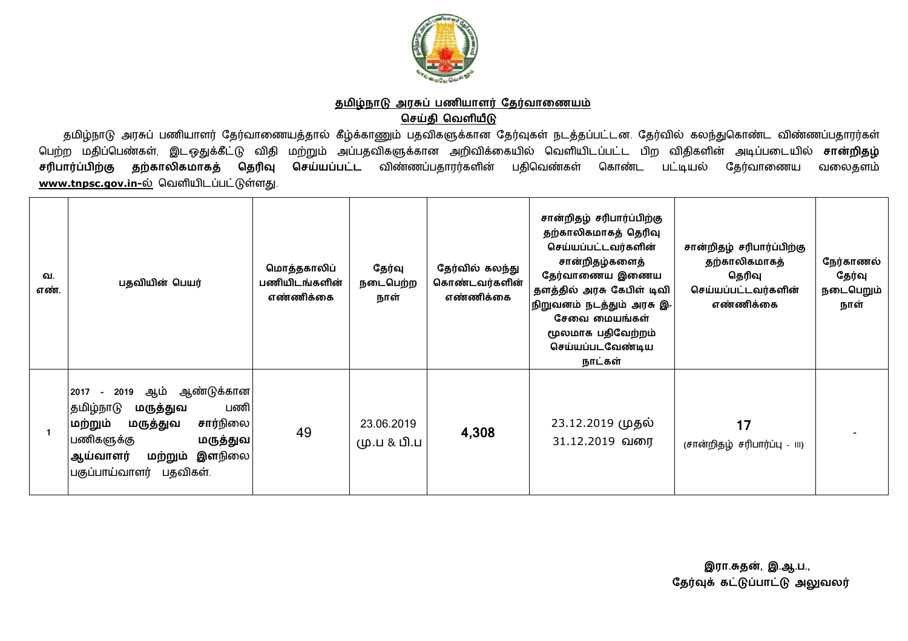**தமிழ்நாடு அரசுப் பணியாளர் தேர்வாணையம்**

**செய்தி வெளியீடு**

தமிழ்நாடு அரசுப் பணியாளர் தேர்வாணையத்தால் கீழ்க்காணும் பதவிகளுக்கான தேர்வுகள் நடத்தப்பட்டன. தேர்வில் கலந்துகொண்ட விண்ணப்பதாரர்கள் பெற்ற மதிப்பெண்கள், இடஒதுக்கீட்டு விதி மற்றும் அப்பதவிகளுக்கான அறிவிக்கையில் வெளியிடப்பட்ட பிற விதிகளின் அடிப்படையில் **சான்றிதழ் சரிபார்ப்பிற்கு தற்காலிகமாகத் தெரிவு செய்யப்பட்ட** விண்ணப்பதாரர்களின் பதிவெண்கள் கொண்ட பட்டியல் தேர்வாணைய வலைதளம் **www.tnpsc.gov.in-ல்** வெளியிடப்பட்டுள்ளது.

| வ. எண். | பதவியின் பெயர் | மொத்தகாலிப் பணியிடங்களின் எண்ணிக்கை | தேர்வு நடைபெற்ற நாள் | தேர்வில் கலந்து கொண்டவர்களின் எண்ணிக்கை | சான்றிதழ் சரிபார்ப்பிற்கு தற்காலிகமாகத் தெரிவு செய்யப்பட்டவர்களின் சான்றிதழ்களைத் தேர்வாணைய இணைய தளத்தில் அரசு கேபிள் டிவி நிறுவனம் நடத்தும் அரசு இ-சேவை மையங்கள் மூலமாக பதிவேற்றம் செய்யப்படவேண்டிய நாட்கள் | சான்றிதழ் சரிபார்ப்பிற்கு தற்காலிகமாகத் தெரிவு செய்யப்பட்டவர்களின் எண்ணிக்கை | நேர்காணல் தேர்வு நடைபெறும் நாள் |
|---|---|---|---|---|---|---|---|
| 1 | 2017 - 2019 ஆம் ஆண்டுக்கான தமிழ்நாடு **மருத்துவ** பணி **மற்றும் மருத்துவ சார்**நிலை பணிகளுக்கு **மருத்துவ ஆய்வாளர் மற்றும் இள**நிலை பகுப்பாய்வாளர் பதவிகள். | 49 | 23.06.2019 மு.ப & பி.ப | **4,308** | 23.12.2019 முதல் 31.12.2019 வரை | **17** (சான்றிதழ் சரிபார்ப்பு - III) | - |

**இரா.சுதன், இ.ஆ.ப.,**
**தேர்வுக் கட்டுப்பாட்டு அலுவலர்**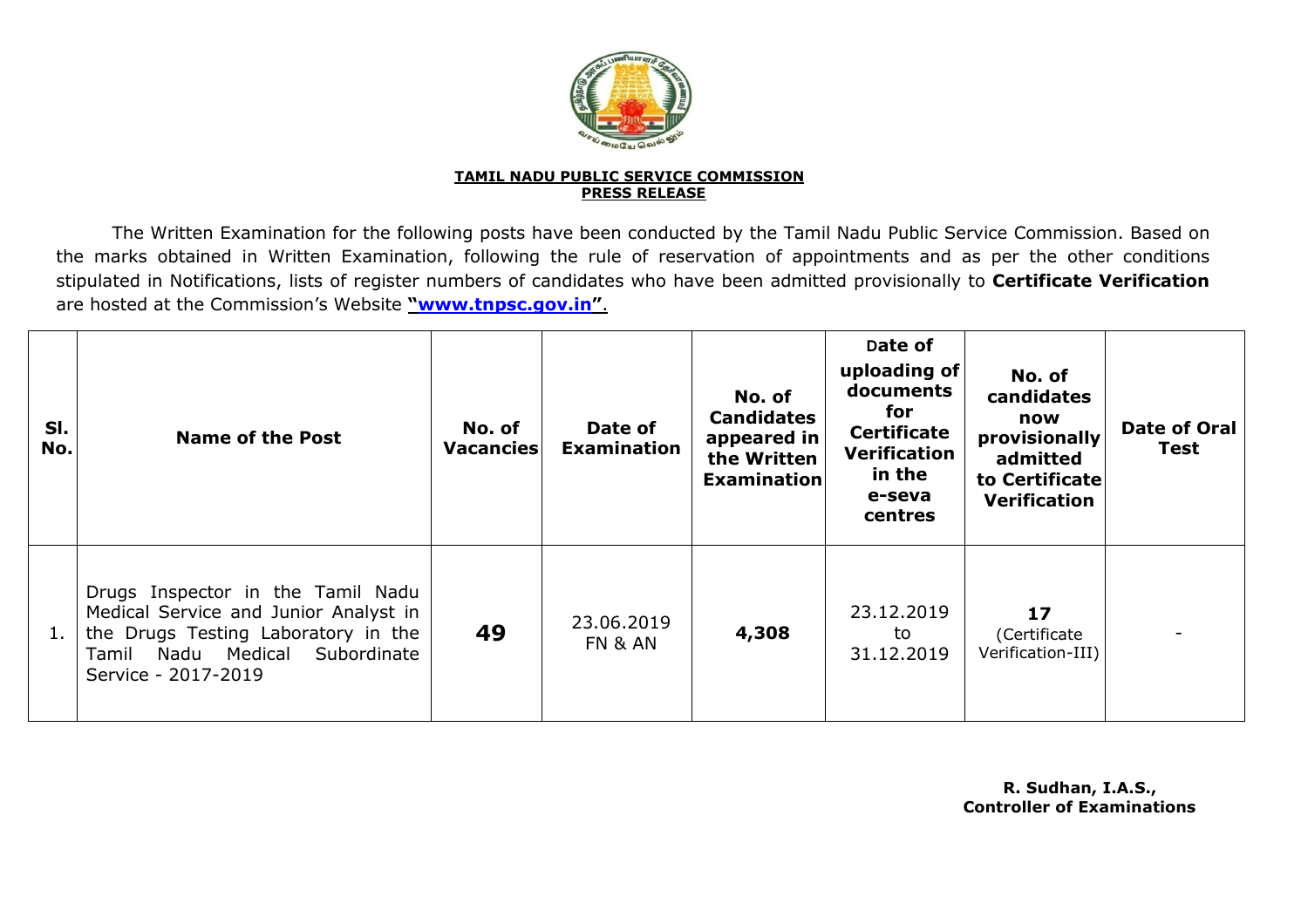**TAMIL NADU PUBLIC SERVICE COMMISSION**
**PRESS RELEASE**

The Written Examination for the following posts have been conducted by the Tamil Nadu Public Service Commission. Based on the marks obtained in Written Examination, following the rule of reservation of appointments and as per the other conditions stipulated in Notifications, lists of register numbers of candidates who have been admitted provisionally to **Certificate Verification** are hosted at the Commission's Website **"www.tnpsc.gov.in"**.

| Sl. No. | Name of the Post | No. of Vacancies | Date of Examination | No. of Candidates appeared in the Written Examination | Date of uploading of documents for Certificate Verification in the e-seva centres | No. of candidates now provisionally admitted to Certificate Verification | Date of Oral Test |
|---|---|---|---|---|---|---|---|
| 1. | Drugs Inspector in the Tamil Nadu Medical Service and Junior Analyst in the Drugs Testing Laboratory in the Tamil Nadu Medical Subordinate Service - 2017-2019 | **49** | 23.06.2019 FN & AN | **4,308** | 23.12.2019 to 31.12.2019 | **17** (Certificate Verification-III) | - |

**R. Sudhan, I.A.S.,**
**Controller of Examinations**